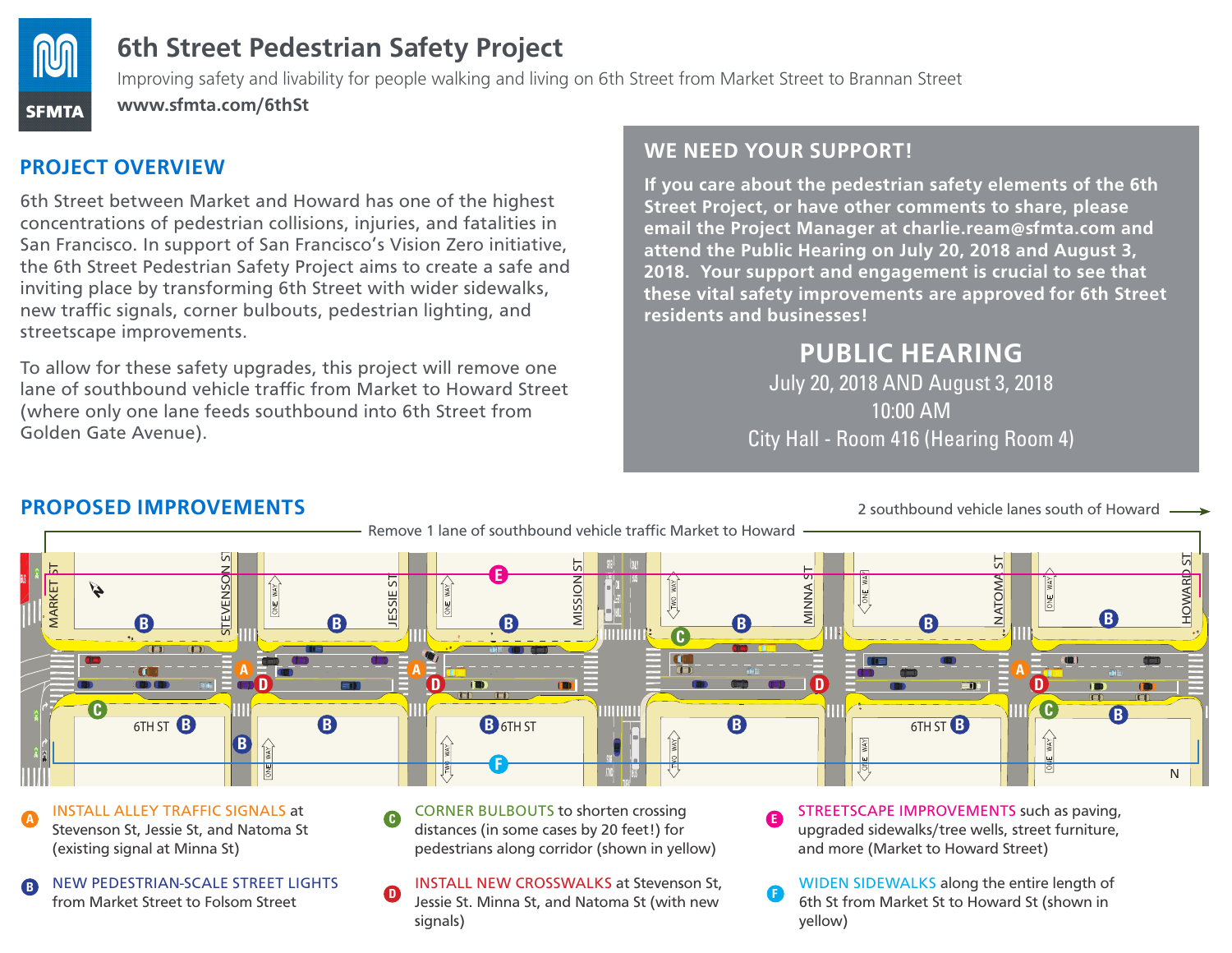# 6th Street Pedestrian Safety Project

Improving safety and livability for people walking and living on 6th Street from Market Street to Brannan Street

**www.sfmta.com/6thSt**

## PROJECT OVERVIEW

6th Street between Market and Howard has one of the highest concentrations of pedestrian collisions, injuries, and fatalities in San Francisco. In support of San Francisco's Vision Zero initiative, the 6th Street Pedestrian Safety Project aims to create a safe and inviting place by transforming 6th Street with wider sidewalks, new traffic signals, corner bulbouts, pedestrian lighting, and streetscape improvements.

To allow for these safety upgrades, this project will remove one lane of southbound vehicle traffic from Market to Howard Street (where only one lane feeds southbound into 6th Street from Golden Gate Avenue).

## WE NEED YOUR SUPPORT!

**If you care about the pedestrian safety elements of the 6th Street Project, or have other comments to share, please email the Project Manager at charlie.ream@sfmta.com and attend the Public Hearing on July 20, 2018 and August 3, 2018. Your support and engagement is crucial to see that these vital safety improvements are approved for 6th Street residents and businesses!**

### PUBLIC HEARING

July 20, 2018 AND August 3, 2018
10:00 AM
City Hall - Room 416 (Hearing Room 4)

## PROPOSED IMPROVEMENTS

Remove 1 lane of southbound vehicle traffic Market to Howard

2 southbound vehicle lanes south of Howard →

- **A** INSTALL ALLEY TRAFFIC SIGNALS at Stevenson St, Jessie St, and Natoma St (existing signal at Minna St)
- **B** NEW PEDESTRIAN-SCALE STREET LIGHTS from Market Street to Folsom Street
- **C** CORNER BULBOUTS to shorten crossing distances (in some cases by 20 feet!) for pedestrians along corridor (shown in yellow)
- **D** INSTALL NEW CROSSWALKS at Stevenson St, Jessie St. Minna St, and Natoma St (with new signals)
- **E** STREETSCAPE IMPROVEMENTS such as paving, upgraded sidewalks/tree wells, street furniture, and more (Market to Howard Street)
- **F** WIDEN SIDEWALKS along the entire length of 6th St from Market St to Howard St (shown in yellow)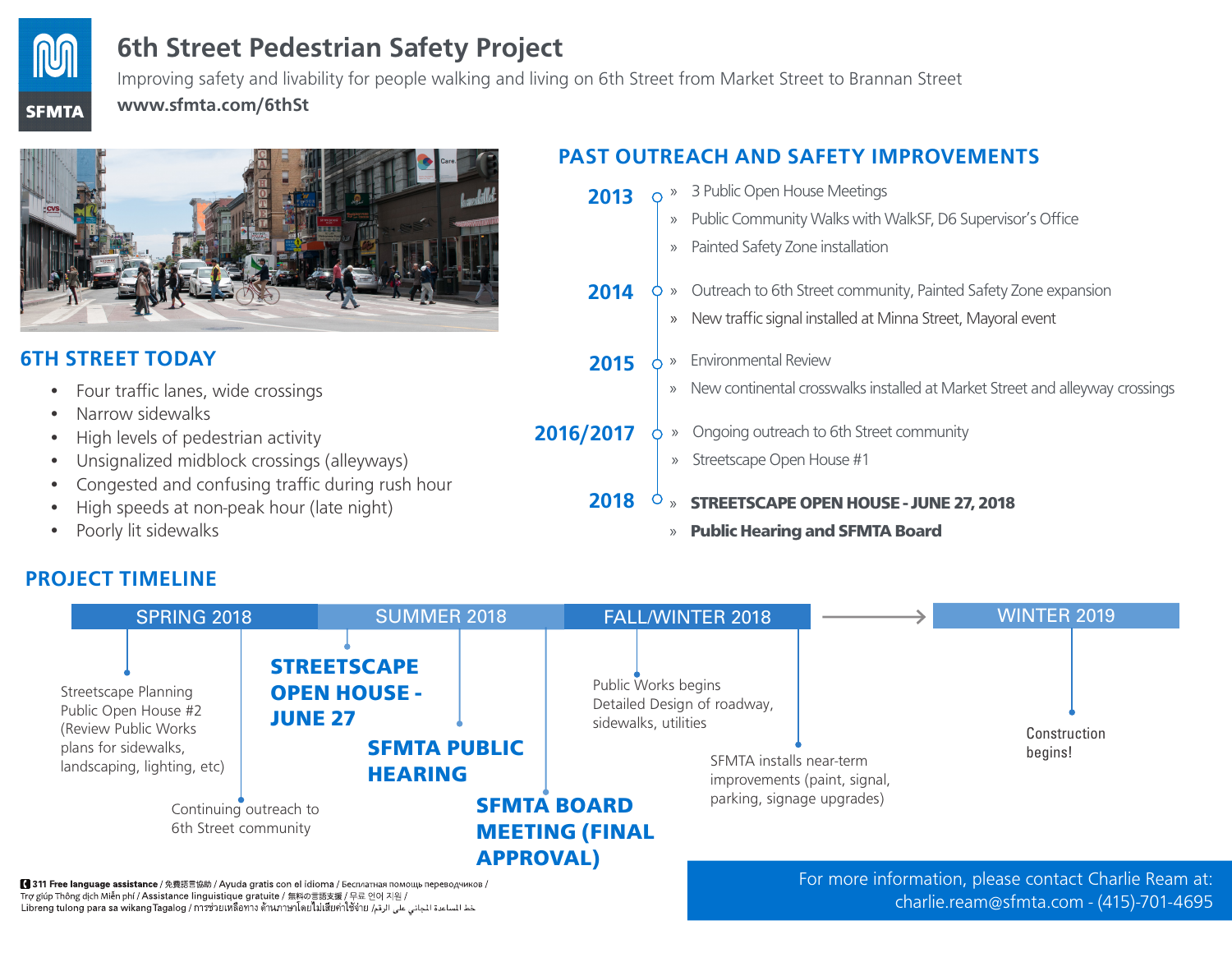# 6th Street Pedestrian Safety Project

Improving safety and livability for people walking and living on 6th Street from Market Street to Brannan Street

**www.sfmta.com/6thSt**

## 6TH STREET TODAY

- Four traffic lanes, wide crossings
- Narrow sidewalks
- High levels of pedestrian activity
- Unsignalized midblock crossings (alleyways)
- Congested and confusing traffic during rush hour
- High speeds at non-peak hour (late night)
- Poorly lit sidewalks

## PAST OUTREACH AND SAFETY IMPROVEMENTS

**2013**
- 3 Public Open House Meetings
- Public Community Walks with WalkSF, D6 Supervisor's Office
- Painted Safety Zone installation

**2014**
- Outreach to 6th Street community, Painted Safety Zone expansion
- New traffic signal installed at Minna Street, Mayoral event

**2015**
- Environmental Review
- New continental crosswalks installed at Market Street and alleyway crossings

**2016/2017**
- Ongoing outreach to 6th Street community
- Streetscape Open House #1

**2018**
- **STREETSCAPE OPEN HOUSE - JUNE 27, 2018**
- **Public Hearing and SFMTA Board**

## PROJECT TIMELINE

SPRING 2018

SUMMER 2018

FALL/WINTER 2018

WINTER 2019

Streetscape Planning Public Open House #2 (Review Public Works plans for sidewalks, landscaping, lighting, etc)

Continuing outreach to 6th Street community

**STREETSCAPE OPEN HOUSE - JUNE 27**

**SFMTA PUBLIC HEARING**

**SFMTA BOARD MEETING (FINAL APPROVAL)**

Public Works begins Detailed Design of roadway, sidewalks, utilities

SFMTA installs near-term improvements (paint, signal, parking, signage upgrades)

Construction begins!

**311 Free language assistance** / 免費語言協助 / Ayuda gratis con el idioma / Бесплатная помощь переводчиков / Trợ giúp Thông dịch Miễn phí / Assistance linguistique gratuite / 無料の言語支援 / 무료 언어 지원 / Libreng tulong para sa wikang Tagalog / การช่วยเหลือทางด้านภาษาโดยไม่เสียค่าใช้จ่าย / خط المساعدة المجاني على الرقم

For more information, please contact Charlie Ream at: charlie.ream@sfmta.com - (415)-701-4695